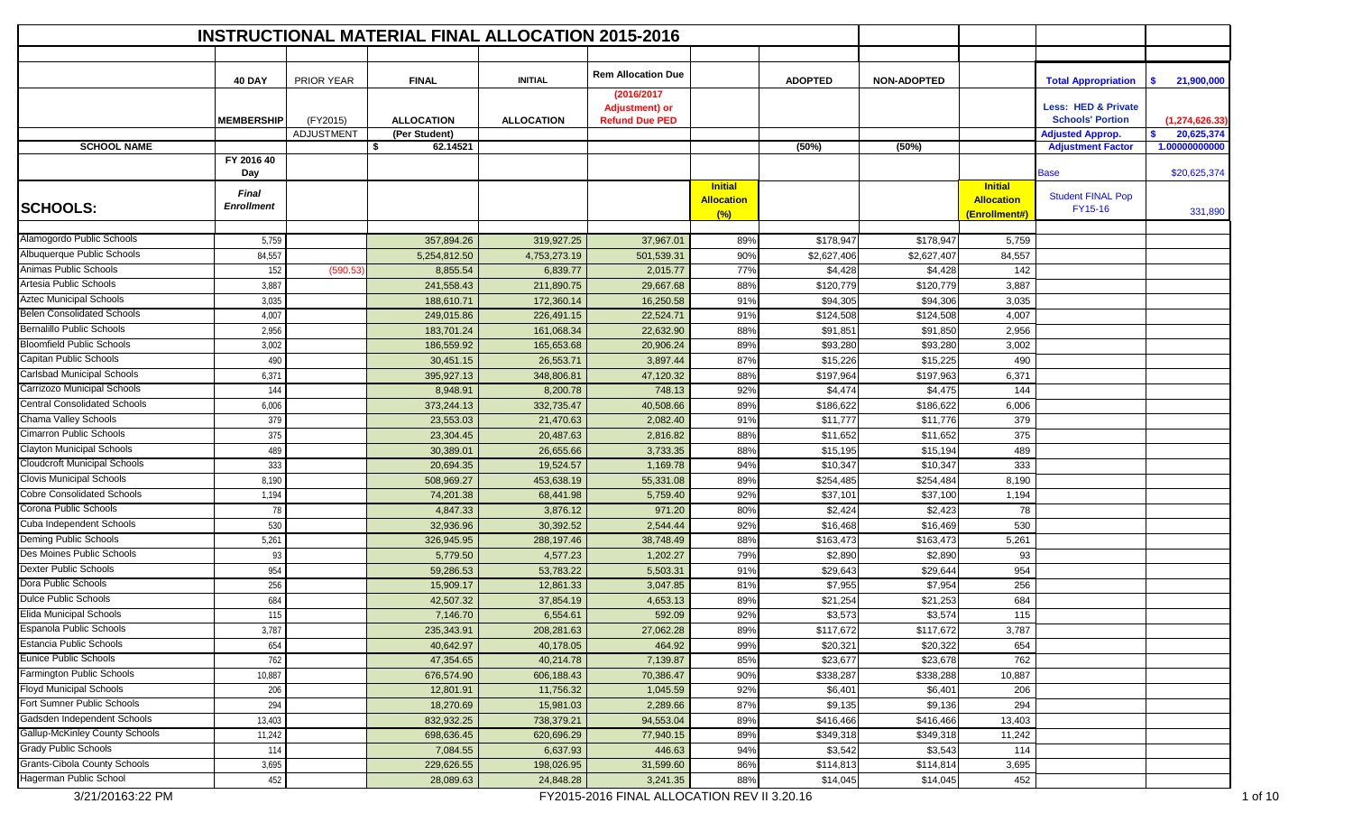# INSTRUCTIONAL MATERIAL FINAL ALLOCATION 2015-2016

| SCHOOLS: | 40 DAY MEMBERSHIP FY 2016 40 Day Final Enrollment | PRIOR YEAR (FY2015) ADJUSTMENT | FINAL ALLOCATION (Per Student) $ 62.14521 | INITIAL ALLOCATION | Rem Allocation Due (2016/2017 Adjustment) or Refund Due PED | Initial Allocation (%) | ADOPTED (50%) | NON-ADOPTED (50%) | Initial Allocation (Enrollment#) | | |
|---|---|---|---|---|---|---|---|---|---|---|---|
| | | | | | | | | | | Total Appropriation | $ 21,900,000 |
| | | | | | | | | | | Less: HED & Private Schools' Portion | (1,274,626.33) |
| | | | | | | | | | | Adjusted Approp. | $ 20,625,374 |
| | | | | | | | | | | Adjustment Factor | 1.00000000000 |
| | | | | | | | | | | Base | $20,625,374 |
| | | | | | | | | | | Student FINAL Pop FY15-16 | 331,890 |
| Alamogordo Public Schools | 5,759 | | 357,894.26 | 319,927.25 | 37,967.01 | 89% | $178,947 | $178,947 | 5,759 | | |
| Albuquerque Public Schools | 84,557 | | 5,254,812.50 | 4,753,273.19 | 501,539.31 | 90% | $2,627,406 | $2,627,407 | 84,557 | | |
| Animas Public Schools | 152 | (590.53) | 8,855.54 | 6,839.77 | 2,015.77 | 77% | $4,428 | $4,428 | 142 | | |
| Artesia Public Schools | 3,887 | | 241,558.43 | 211,890.75 | 29,667.68 | 88% | $120,779 | $120,779 | 3,887 | | |
| Aztec Municipal Schools | 3,035 | | 188,610.71 | 172,360.14 | 16,250.58 | 91% | $94,305 | $94,306 | 3,035 | | |
| Belen Consolidated Schools | 4,007 | | 249,015.86 | 226,491.15 | 22,524.71 | 91% | $124,508 | $124,508 | 4,007 | | |
| Bernalillo Public Schools | 2,956 | | 183,701.24 | 161,068.34 | 22,632.90 | 88% | $91,851 | $91,850 | 2,956 | | |
| Bloomfield Public Schools | 3,002 | | 186,559.92 | 165,653.68 | 20,906.24 | 89% | $93,280 | $93,280 | 3,002 | | |
| Capitan Public Schools | 490 | | 30,451.15 | 26,553.71 | 3,897.44 | 87% | $15,226 | $15,225 | 490 | | |
| Carlsbad Municipal Schools | 6,371 | | 395,927.13 | 348,806.81 | 47,120.32 | 88% | $197,964 | $197,963 | 6,371 | | |
| Carrizozo Municipal Schools | 144 | | 8,948.91 | 8,200.78 | 748.13 | 92% | $4,474 | $4,475 | 144 | | |
| Central Consolidated Schools | 6,006 | | 373,244.13 | 332,735.47 | 40,508.66 | 89% | $186,622 | $186,622 | 6,006 | | |
| Chama Valley Schools | 379 | | 23,553.03 | 21,470.63 | 2,082.40 | 91% | $11,777 | $11,776 | 379 | | |
| Cimarron Public Schools | 375 | | 23,304.45 | 20,487.63 | 2,816.82 | 88% | $11,652 | $11,652 | 375 | | |
| Clayton Municipal Schools | 489 | | 30,389.01 | 26,655.66 | 3,733.35 | 88% | $15,195 | $15,194 | 489 | | |
| Cloudcroft Municipal Schools | 333 | | 20,694.35 | 19,524.57 | 1,169.78 | 94% | $10,347 | $10,347 | 333 | | |
| Clovis Municipal Schools | 8,190 | | 508,969.27 | 453,638.19 | 55,331.08 | 89% | $254,485 | $254,484 | 8,190 | | |
| Cobre Consolidated Schools | 1,194 | | 74,201.38 | 68,441.98 | 5,759.40 | 92% | $37,101 | $37,100 | 1,194 | | |
| Corona Public Schools | 78 | | 4,847.33 | 3,876.12 | 971.20 | 80% | $2,424 | $2,423 | 78 | | |
| Cuba Independent Schools | 530 | | 32,936.96 | 30,392.52 | 2,544.44 | 92% | $16,468 | $16,469 | 530 | | |
| Deming Public Schools | 5,261 | | 326,945.95 | 288,197.46 | 38,748.49 | 88% | $163,473 | $163,473 | 5,261 | | |
| Des Moines Public Schools | 93 | | 5,779.50 | 4,577.23 | 1,202.27 | 79% | $2,890 | $2,890 | 93 | | |
| Dexter Public Schools | 954 | | 59,286.53 | 53,783.22 | 5,503.31 | 91% | $29,643 | $29,644 | 954 | | |
| Dora Public Schools | 256 | | 15,909.17 | 12,861.33 | 3,047.85 | 81% | $7,955 | $7,954 | 256 | | |
| Dulce Public Schools | 684 | | 42,507.32 | 37,854.19 | 4,653.13 | 89% | $21,254 | $21,253 | 684 | | |
| Elida Municipal Schools | 115 | | 7,146.70 | 6,554.61 | 592.09 | 92% | $3,573 | $3,574 | 115 | | |
| Espanola Public Schools | 3,787 | | 235,343.91 | 208,281.63 | 27,062.28 | 89% | $117,672 | $117,672 | 3,787 | | |
| Estancia Public Schools | 654 | | 40,642.97 | 40,178.05 | 464.92 | 99% | $20,321 | $20,322 | 654 | | |
| Eunice Public Schools | 762 | | 47,354.65 | 40,214.78 | 7,139.87 | 85% | $23,677 | $23,678 | 762 | | |
| Farmington Public Schools | 10,887 | | 676,574.90 | 606,188.43 | 70,386.47 | 90% | $338,287 | $338,288 | 10,887 | | |
| Floyd Municipal Schools | 206 | | 12,801.91 | 11,756.32 | 1,045.59 | 92% | $6,401 | $6,401 | 206 | | |
| Fort Sumner Public Schools | 294 | | 18,270.69 | 15,981.03 | 2,289.66 | 87% | $9,135 | $9,136 | 294 | | |
| Gadsden Independent Schools | 13,403 | | 832,932.25 | 738,379.21 | 94,553.04 | 89% | $416,466 | $416,466 | 13,403 | | |
| Gallup-McKinley County Schools | 11,242 | | 698,636.45 | 620,696.29 | 77,940.15 | 89% | $349,318 | $349,318 | 11,242 | | |
| Grady Public Schools | 114 | | 7,084.55 | 6,637.93 | 446.63 | 94% | $3,542 | $3,543 | 114 | | |
| Grants-Cibola County Schools | 3,695 | | 229,626.55 | 198,026.95 | 31,599.60 | 86% | $114,813 | $114,814 | 3,695 | | |
| Hagerman Public School | 452 | | 28,089.63 | 24,848.28 | 3,241.35 | 88% | $14,045 | $14,045 | 452 | | |

3/21/20163:22 PM — FY2015-2016 FINAL ALLOCATION REV II 3.20.16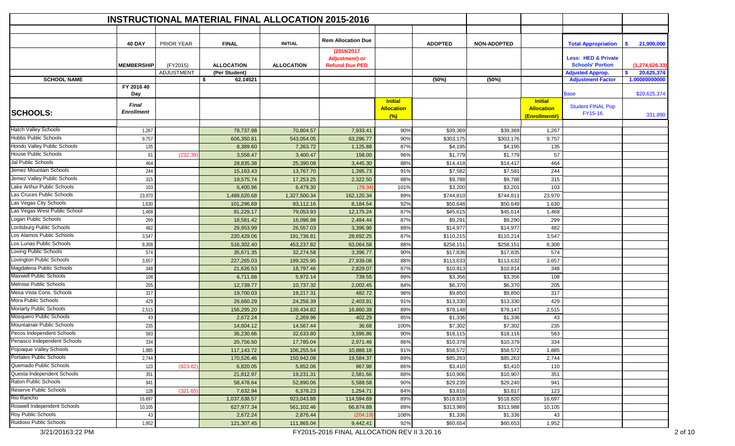# INSTRUCTIONAL MATERIAL FINAL ALLOCATION 2015-2016

| | 40 DAY | PRIOR YEAR | FINAL | INITIAL | Rem Allocation Due | | ADOPTED | NON-ADOPTED | | Total Appropriation | $ 21,900,000 |
|---|---|---|---|---|---|---|---|---|---|---|---|
| | MEMBERSHIP | (FY2015) | ALLOCATION | ALLOCATION | (2016/2017 Adjustment) or Refund Due PED | | | | | Less: HED & Private Schools' Portion | (1,274,626.33) |
| | | ADJUSTMENT | (Per Student) | | | | | | | Adjusted Approp. | $ 20,625,374 |
| SCHOOL NAME | | | $ 62.14521 | | | | (50%) | (50%) | | Adjustment Factor | 1.00000000000 |
| | FY 2016 40 Day | | | | | | | | | Base | $20,625,374 |
| SCHOOLS: | Final Enrollment | | | | | Initial Allocation (%) | | | Initial Allocation (Enrollment#) | Student FINAL Pop FY15-16 | 331,890 |
| Hatch Valley Schools | 1,267 | | 78,737.98 | 70,804.57 | 7,933.41 | 90% | $39,369 | $39,369 | 1,267 | | |
| Hobbs Public Schools | 9,757 | | 606,350.81 | 543,054.05 | 63,296.77 | 90% | $303,175 | $303,176 | 9,757 | | |
| Hondo Valley Public Schools | 135 | | 8,389.60 | 7,263.72 | 1,125.88 | 87% | $4,195 | $4,195 | 135 | | |
| House Public Schools | 61 | (232.39) | 3,558.47 | 3,400.47 | 158.00 | 96% | $1,779 | $1,779 | 57 | | |
| Jal Public Schools | 464 | | 28,835.38 | 25,390.08 | 3,445.30 | 88% | $14,418 | $14,417 | 464 | | |
| Jemez Mountain Schools | 244 | | 15,163.43 | 13,767.70 | 1,395.73 | 91% | $7,582 | $7,581 | 244 | | |
| Jemez Valley Public Schools | 315 | | 19,575.74 | 17,253.25 | 2,322.50 | 88% | $9,788 | $9,788 | 315 | | |
| Lake Arthur Public Schools | 103 | | 6,400.96 | 6,479.30 | (78.34) | 101% | $3,200 | $3,201 | 103 | | |
| Las Cruces Public Schools | 23,970 | | 1,489,620.68 | 1,327,500.34 | 162,120.34 | 89% | $744,810 | $744,811 | 23,970 | | |
| Las Vegas City Schools | 1,630 | | 101,296.69 | 93,112.16 | 8,184.54 | 92% | $50,648 | $50,649 | 1,630 | | |
| Las Vegas West Public School | 1,468 | | 91,229.17 | 79,053.93 | 12,175.24 | 87% | $45,615 | $45,614 | 1,468 | | |
| Logan Public Schools | 299 | | 18,581.42 | 16,096.98 | 2,484.44 | 87% | $9,291 | $9,290 | 299 | | |
| Lordsburg Public Schools | 482 | | 29,953.99 | 26,557.03 | 3,396.96 | 89% | $14,977 | $14,977 | 482 | | |
| Los Alamos Public Schools | 3,547 | | 220,429.06 | 191,736.81 | 28,692.25 | 87% | $110,215 | $110,214 | 3,547 | | |
| Los Lunas Public Schools | 8,308 | | 516,302.40 | 453,237.82 | 63,064.58 | 88% | $258,151 | $258,151 | 8,308 | | |
| Loving Public Schools | 574 | | 35,671.35 | 32,274.58 | 3,396.77 | 90% | $17,836 | $17,835 | 574 | | |
| Lovington Public Schools | 3,657 | | 227,265.03 | 199,325.95 | 27,939.08 | 88% | $113,633 | $113,632 | 3,657 | | |
| Magdalena Public Schools | 348 | | 21,626.53 | 18,797.46 | 2,829.07 | 87% | $10,813 | $10,814 | 348 | | |
| Maxwell Public Schools | 108 | | 6,711.68 | 5,972.14 | 739.55 | 89% | $3,356 | $3,356 | 108 | | |
| Melrose Public Schools | 205 | | 12,739.77 | 10,737.32 | 2,002.45 | 84% | $6,370 | $6,370 | 205 | | |
| Mesa Vista Cons. Schools | 317 | | 19,700.03 | 19,217.31 | 482.72 | 98% | $9,850 | $9,850 | 317 | | |
| Mora Public Schools | 429 | | 26,660.29 | 24,256.39 | 2,403.91 | 91% | $13,330 | $13,330 | 429 | | |
| Moriarty Public Schools | 2,515 | | 156,295.20 | 139,434.82 | 16,860.39 | 89% | $78,148 | $78,147 | 2,515 | | |
| Mosquero Public Schools | 43 | | 2,672.24 | 2,269.96 | 402.29 | 85% | $1,336 | $1,336 | 43 | | |
| Mountainair Public Schools | 235 | | 14,604.12 | 14,567.44 | 36.68 | 100% | $7,302 | $7,302 | 235 | | |
| Pecos Independent Schools | 583 | | 36,230.66 | 32,633.80 | 3,596.86 | 90% | $18,115 | $18,116 | 583 | | |
| Penasco Independent Schools | 334 | | 20,756.50 | 17,785.04 | 2,971.46 | 86% | $10,378 | $10,379 | 334 | | |
| Pojoaque Valley Schools | 1,885 | | 117,143.72 | 106,255.54 | 10,888.18 | 91% | $58,572 | $58,572 | 1,885 | | |
| Portales Public Schools | 2,744 | | 170,526.46 | 150,942.08 | 19,584.37 | 89% | $85,263 | $85,263 | 2,744 | | |
| Quemado Public Schools | 123 | (823.82) | 6,820.05 | 5,852.06 | 967.98 | 86% | $3,410 | $3,410 | 110 | | |
| Questa Independent Schools | 351 | | 21,812.97 | 19,231.31 | 2,581.66 | 88% | $10,906 | $10,907 | 351 | | |
| Raton Public Schools | 941 | | 58,478.64 | 52,890.06 | 5,588.58 | 90% | $29,239 | $29,240 | 941 | | |
| Reserve Public Schools | 128 | (321.65) | 7,632.94 | 6,378.23 | 1,254.71 | 84% | $3,816 | $3,817 | 123 | | |
| Rio Rancho | 16,697 | | 1,037,638.57 | 923,043.88 | 114,594.69 | 89% | $518,819 | $518,820 | 16,697 | | |
| Roswell Independent Schools | 10,105 | | 627,977.34 | 561,102.46 | 66,874.88 | 89% | $313,989 | $313,988 | 10,105 | | |
| Roy Public Schools | 43 | | 2,672.24 | 2,876.44 | (204.19) | 108% | $1,336 | $1,336 | 43 | | |
| Ruidoso Public Schools | 1,952 | | 121,307.45 | 111,865.04 | 9,442.41 | 92% | $60,654 | $60,653 | 1,952 | | |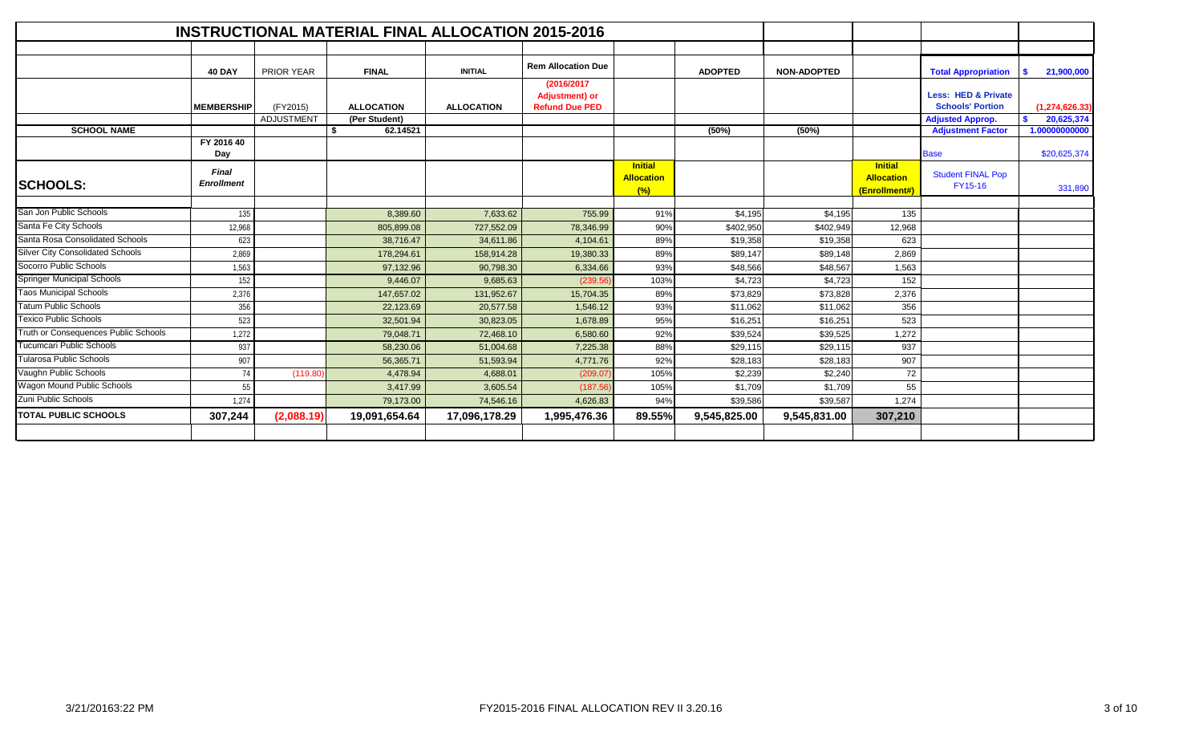# INSTRUCTIONAL MATERIAL FINAL ALLOCATION 2015-2016

| | 40 DAY | PRIOR YEAR | FINAL | INITIAL | Rem Allocation Due | | ADOPTED | NON-ADOPTED | | Total Appropriation | $ 21,900,000 |
|---|---|---|---|---|---|---|---|---|---|---|---|
| | MEMBERSHIP | (FY2015) | ALLOCATION | ALLOCATION | (2016/2017 Adjustment) or Refund Due PED | | | | | Less: HED & Private Schools' Portion | (1,274,626.33) |
| | | ADJUSTMENT | (Per Student) | | | | | | | Adjusted Approp. | $ 20,625,374 |
| SCHOOL NAME | | | $ 62.14521 | | | | (50%) | (50%) | | Adjustment Factor | 1.00000000000 |
| | FY 2016 40 Day | | | | | | | | | Base | $20,625,374 |
| SCHOOLS: | Final Enrollment | | | | | Initial Allocation (%) | | | Initial Allocation (Enrollment#) | Student FINAL Pop FY15-16 | 331,890 |
| San Jon Public Schools | 135 | | 8,389.60 | 7,633.62 | 755.99 | 91% | $4,195 | $4,195 | 135 | | |
| Santa Fe City Schools | 12,968 | | 805,899.08 | 727,552.09 | 78,346.99 | 90% | $402,950 | $402,949 | 12,968 | | |
| Santa Rosa Consolidated Schools | 623 | | 38,716.47 | 34,611.86 | 4,104.61 | 89% | $19,358 | $19,358 | 623 | | |
| Silver City Consolidated Schools | 2,869 | | 178,294.61 | 158,914.28 | 19,380.33 | 89% | $89,147 | $89,148 | 2,869 | | |
| Socorro Public Schools | 1,563 | | 97,132.96 | 90,798.30 | 6,334.66 | 93% | $48,566 | $48,567 | 1,563 | | |
| Springer Municipal Schools | 152 | | 9,446.07 | 9,685.63 | (239.56) | 103% | $4,723 | $4,723 | 152 | | |
| Taos Municipal Schools | 2,376 | | 147,657.02 | 131,952.67 | 15,704.35 | 89% | $73,829 | $73,828 | 2,376 | | |
| Tatum Public Schools | 356 | | 22,123.69 | 20,577.58 | 1,546.12 | 93% | $11,062 | $11,062 | 356 | | |
| Texico Public Schools | 523 | | 32,501.94 | 30,823.05 | 1,678.89 | 95% | $16,251 | $16,251 | 523 | | |
| Truth or Consequences Public Schools | 1,272 | | 79,048.71 | 72,468.10 | 6,580.60 | 92% | $39,524 | $39,525 | 1,272 | | |
| Tucumcari Public Schools | 937 | | 58,230.06 | 51,004.68 | 7,225.38 | 88% | $29,115 | $29,115 | 937 | | |
| Tularosa Public Schools | 907 | | 56,365.71 | 51,593.94 | 4,771.76 | 92% | $28,183 | $28,183 | 907 | | |
| Vaughn Public Schools | 74 | (119.80) | 4,478.94 | 4,688.01 | (209.07) | 105% | $2,239 | $2,240 | 72 | | |
| Wagon Mound Public Schools | 55 | | 3,417.99 | 3,605.54 | (187.56) | 105% | $1,709 | $1,709 | 55 | | |
| Zuni Public Schools | 1,274 | | 79,173.00 | 74,546.16 | 4,626.83 | 94% | $39,586 | $39,587 | 1,274 | | |
| TOTAL PUBLIC SCHOOLS | 307,244 | (2,088.19) | 19,091,654.64 | 17,096,178.29 | 1,995,476.36 | 89.55% | 9,545,825.00 | 9,545,831.00 | 307,210 | | |

3/21/20163:22 PM

FY2015-2016 FINAL ALLOCATION REV II 3.20.16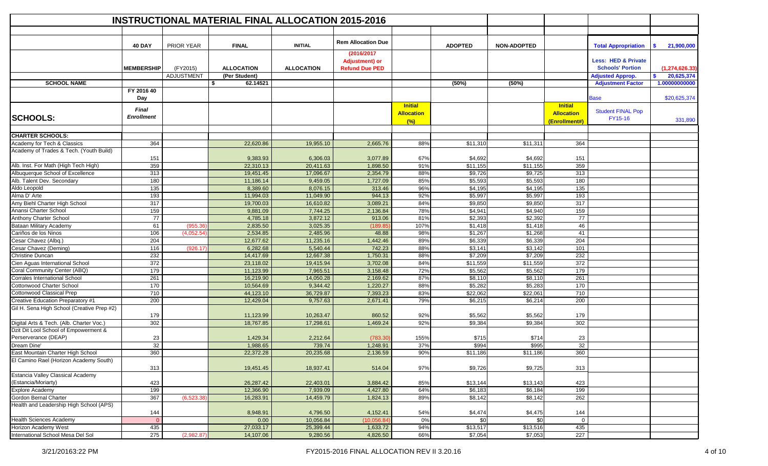# INSTRUCTIONAL MATERIAL FINAL ALLOCATION 2015-2016

| | 40 DAY | PRIOR YEAR | FINAL | INITIAL | Rem Allocation Due | | ADOPTED | NON-ADOPTED | | Total Appropriation | $ 21,900,000 |
|---|---|---|---|---|---|---|---|---|---|---|---|
| | MEMBERSHIP | (FY2015) ADJUSTMENT | ALLOCATION (Per Student) | ALLOCATION | (2016/2017 Adjustment) or Refund Due PED | | | | | Less: HED & Private Schools' Portion | (1,274,626.33) |
| | | | | | | | | | | Adjusted Approp. | $ 20,625,374 |
| SCHOOL NAME | | | $ 62.14521 | | | | (50%) | (50%) | | Adjustment Factor | 1.00000000000 |
| | FY 2016 40 Day | | | | | | | | | Base | $20,625,374 |
| SCHOOLS: | Final Enrollment | | | | | Initial Allocation (%) | | | Initial Allocation (Enrollment#) | Student FINAL Pop FY15-16 | 331,890 |
| CHARTER SCHOOLS: | | | | | | | | | | | |
| Academy for Tech & Classics | 364 | | 22,620.86 | 19,955.10 | 2,665.76 | 88% | $11,310 | $11,311 | 364 | | |
| Academy of Trades & Tech. (Youth Build) | 151 | | 9,383.93 | 6,306.03 | 3,077.89 | 67% | $4,692 | $4,692 | 151 | | |
| Alb. Inst. For Math (High Tech High) | 359 | | 22,310.13 | 20,411.63 | 1,898.50 | 91% | $11,155 | $11,155 | 359 | | |
| Albuquerque School of Excellence | 313 | | 19,451.45 | 17,096.67 | 2,354.79 | 88% | $9,726 | $9,725 | 313 | | |
| Alb. Talent Dev. Secondary | 180 | | 11,186.14 | 9,459.05 | 1,727.09 | 85% | $5,593 | $5,593 | 180 | | |
| Aldo Leopold | 135 | | 8,389.60 | 8,076.15 | 313.46 | 96% | $4,195 | $4,195 | 135 | | |
| Alma D' Arte | 193 | | 11,994.03 | 11,049.90 | 944.13 | 92% | $5,997 | $5,997 | 193 | | |
| Amy Biehl Charter High School | 317 | | 19,700.03 | 16,610.82 | 3,089.21 | 84% | $9,850 | $9,850 | 317 | | |
| Anansi Charter School | 159 | | 9,881.09 | 7,744.25 | 2,136.84 | 78% | $4,941 | $4,940 | 159 | | |
| Anthony Charter School | 77 | | 4,785.18 | 3,872.12 | 913.06 | 81% | $2,393 | $2,392 | 77 | | |
| Bataan Military Academy | 61 | (955.36) | 2,835.50 | 3,025.35 | (189.85) | 107% | $1,418 | $1,418 | 46 | | |
| Cariños de los Ninos | 106 | (4,052.54) | 2,534.85 | 2,485.96 | 48.88 | 98% | $1,267 | $1,268 | 41 | | |
| Cesar Chavez (Albq.) | 204 | | 12,677.62 | 11,235.16 | 1,442.46 | 89% | $6,339 | $6,339 | 204 | | |
| Cesar Chavez (Deming) | 116 | (926.17) | 6,282.68 | 5,540.44 | 742.23 | 88% | $3,141 | $3,142 | 101 | | |
| Christine Duncan | 232 | | 14,417.69 | 12,667.38 | 1,750.31 | 88% | $7,209 | $7,209 | 232 | | |
| Cien Aguas International School | 372 | | 23,118.02 | 19,415.94 | 3,702.08 | 84% | $11,559 | $11,559 | 372 | | |
| Coral Community Center (ABQ) | 179 | | 11,123.99 | 7,965.51 | 3,158.48 | 72% | $5,562 | $5,562 | 179 | | |
| Corrales International School | 261 | | 16,219.90 | 14,050.28 | 2,169.62 | 87% | $8,110 | $8,110 | 261 | | |
| Cottonwood Charter School | 170 | | 10,564.69 | 9,344.42 | 1,220.27 | 88% | $5,282 | $5,283 | 170 | | |
| Cottonwood Classical Prep | 710 | | 44,123.10 | 36,729.87 | 7,393.23 | 83% | $22,062 | $22,061 | 710 | | |
| Creative Education Preparatory #1 | 200 | | 12,429.04 | 9,757.63 | 2,671.41 | 79% | $6,215 | $6,214 | 200 | | |
| Gil H. Sena High School (Creative Prep #2) | 179 | | 11,123.99 | 10,263.47 | 860.52 | 92% | $5,562 | $5,562 | 179 | | |
| Digital Arts & Tech. (Alb. Charter Voc.) | 302 | | 18,767.85 | 17,298.61 | 1,469.24 | 92% | $9,384 | $9,384 | 302 | | |
| Dzit Dit Lool School of Empowerment & Perserverance (DEAP) | 23 | | 1,429.34 | 2,212.64 | (783.30) | 155% | $715 | $714 | 23 | | |
| Dream Dine' | 32 | | 1,988.65 | 739.74 | 1,248.91 | 37% | $994 | $995 | 32 | | |
| East Mountain Charter High School | 360 | | 22,372.28 | 20,235.68 | 2,136.59 | 90% | $11,186 | $11,186 | 360 | | |
| El Camino Rael (Horizon Academy South) | 313 | | 19,451.45 | 18,937.41 | 514.04 | 97% | $9,726 | $9,725 | 313 | | |
| Estancia Valley Classical Academy (Estancia/Moriarty) | 423 | | 26,287.42 | 22,403.01 | 3,884.42 | 85% | $13,144 | $13,143 | 423 | | |
| Explore Academy | 199 | | 12,366.90 | 7,939.09 | 4,427.80 | 64% | $6,183 | $6,184 | 199 | | |
| Gordon Bernal Charter | 367 | (6,523.38) | 16,283.91 | 14,459.79 | 1,824.13 | 89% | $8,142 | $8,142 | 262 | | |
| Health and Leadership High School (APS) | 144 | | 8,948.91 | 4,796.50 | 4,152.41 | 54% | $4,474 | $4,475 | 144 | | |
| Health Sciences Academy | 0 | | 0.00 | 10,056.84 | (10,056.84) | 0% | $0 | $0 | 0 | | |
| Horizon Academy West | 435 | | 27,033.17 | 25,399.44 | 1,633.72 | 94% | $13,517 | $13,516 | 435 | | |
| International School Mesa Del Sol | 275 | (2,982.87) | 14,107.06 | 9,280.56 | 4,826.50 | 66% | $7,054 | $7,053 | 227 | | |

3/21/20163:22 PM FY2015-2016 FINAL ALLOCATION REV II 3.20.16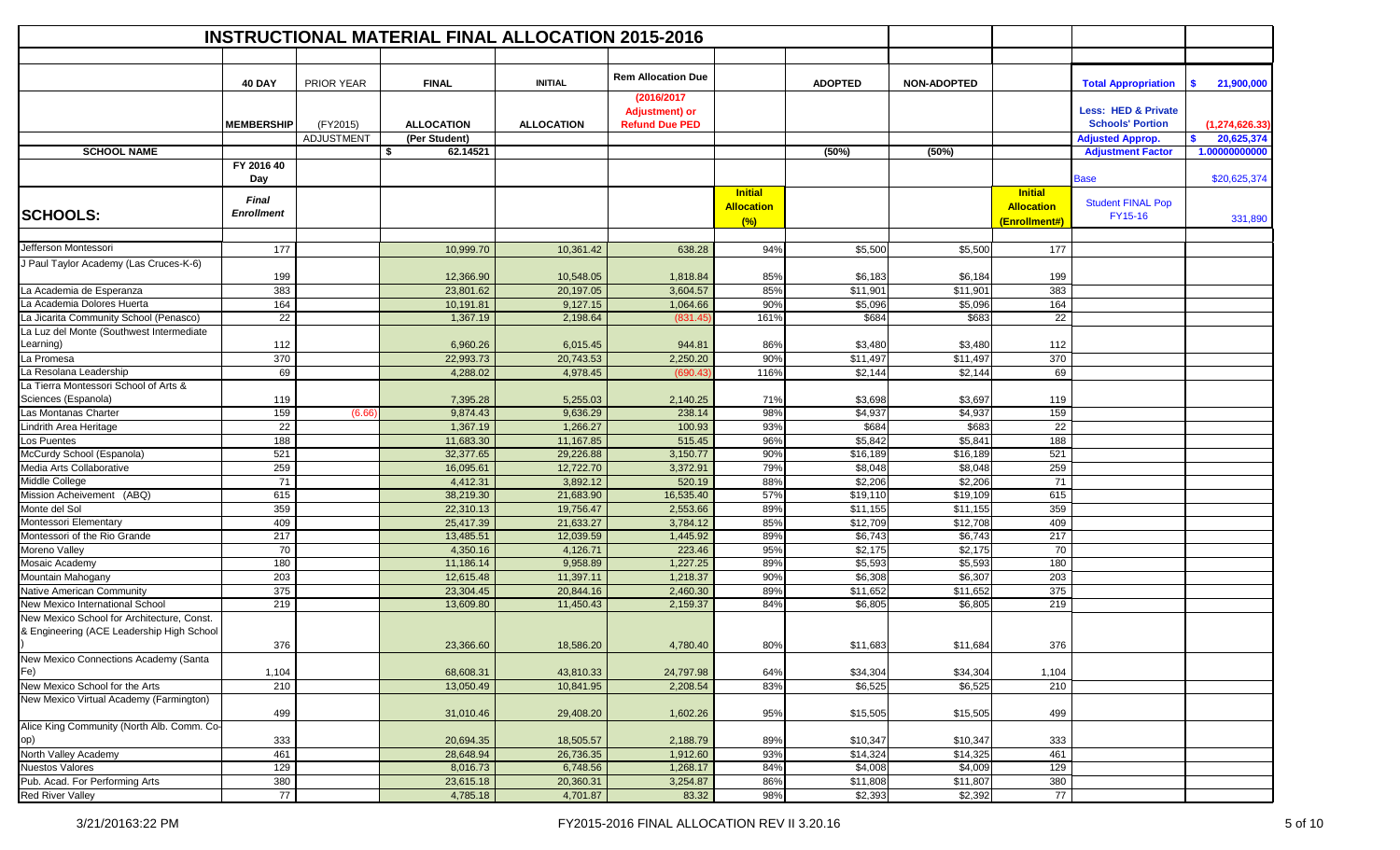# INSTRUCTIONAL MATERIAL FINAL ALLOCATION 2015-2016

| | 40 DAY | PRIOR YEAR | FINAL | INITIAL | Rem Allocation Due | | ADOPTED | NON-ADOPTED | | Total Appropriation | $ 21,900,000 |
|---|---|---|---|---|---|---|---|---|---|---|---|
| | MEMBERSHIP | (FY2015) ADJUSTMENT | ALLOCATION (Per Student) | ALLOCATION | (2016/2017 Adjustment) or Refund Due PED | | | | | Less: HED & Private Schools' Portion | (1,274,626.33) |
| | | | | | | | | | | Adjusted Approp. | $ 20,625,374 |
| SCHOOL NAME | | | $ 62.14521 | | | | (50%) | (50%) | | Adjustment Factor | 1.00000000000 |
| | FY 2016 40 Day | | | | | | | | | Base | $20,625,374 |
| SCHOOLS: | Final Enrollment | | | | | Initial Allocation (%) | | | Initial Allocation (Enrollment#) | Student FINAL Pop FY15-16 | 331,890 |
| Jefferson Montessori | 177 | | 10,999.70 | 10,361.42 | 638.28 | 94% | $5,500 | $5,500 | 177 | | |
| J Paul Taylor Academy (Las Cruces-K-6) | 199 | | 12,366.90 | 10,548.05 | 1,818.84 | 85% | $6,183 | $6,184 | 199 | | |
| La Academia de Esperanza | 383 | | 23,801.62 | 20,197.05 | 3,604.57 | 85% | $11,901 | $11,901 | 383 | | |
| La Academia Dolores Huerta | 164 | | 10,191.81 | 9,127.15 | 1,064.66 | 90% | $5,096 | $5,096 | 164 | | |
| La Jicarita Community School (Penasco) | 22 | | 1,367.19 | 2,198.64 | (831.45) | 161% | $684 | $683 | 22 | | |
| La Luz del Monte (Southwest Intermediate Learning) | 112 | | 6,960.26 | 6,015.45 | 944.81 | 86% | $3,480 | $3,480 | 112 | | |
| La Promesa | 370 | | 22,993.73 | 20,743.53 | 2,250.20 | 90% | $11,497 | $11,497 | 370 | | |
| La Resolana Leadership | 69 | | 4,288.02 | 4,978.45 | (690.43) | 116% | $2,144 | $2,144 | 69 | | |
| La Tierra Montessori School of Arts & Sciences (Espanola) | 119 | | 7,395.28 | 5,255.03 | 2,140.25 | 71% | $3,698 | $3,697 | 119 | | |
| Las Montanas Charter | 159 | (6.66) | 9,874.43 | 9,636.29 | 238.14 | 98% | $4,937 | $4,937 | 159 | | |
| Lindrith Area Heritage | 22 | | 1,367.19 | 1,266.27 | 100.93 | 93% | $684 | $683 | 22 | | |
| Los Puentes | 188 | | 11,683.30 | 11,167.85 | 515.45 | 96% | $5,842 | $5,841 | 188 | | |
| McCurdy School (Espanola) | 521 | | 32,377.65 | 29,226.88 | 3,150.77 | 90% | $16,189 | $16,189 | 521 | | |
| Media Arts Collaborative | 259 | | 16,095.61 | 12,722.70 | 3,372.91 | 79% | $8,048 | $8,048 | 259 | | |
| Middle College | 71 | | 4,412.31 | 3,892.12 | 520.19 | 88% | $2,206 | $2,206 | 71 | | |
| Mission Acheivement (ABQ) | 615 | | 38,219.30 | 21,683.90 | 16,535.40 | 57% | $19,110 | $19,109 | 615 | | |
| Monte del Sol | 359 | | 22,310.13 | 19,756.47 | 2,553.66 | 89% | $11,155 | $11,155 | 359 | | |
| Montessori Elementary | 409 | | 25,417.39 | 21,633.27 | 3,784.12 | 85% | $12,709 | $12,708 | 409 | | |
| Montessori of the Rio Grande | 217 | | 13,485.51 | 12,039.59 | 1,445.92 | 89% | $6,743 | $6,743 | 217 | | |
| Moreno Valley | 70 | | 4,350.16 | 4,126.71 | 223.46 | 95% | $2,175 | $2,175 | 70 | | |
| Mosaic Academy | 180 | | 11,186.14 | 9,958.89 | 1,227.25 | 89% | $5,593 | $5,593 | 180 | | |
| Mountain Mahogany | 203 | | 12,615.48 | 11,397.11 | 1,218.37 | 90% | $6,308 | $6,307 | 203 | | |
| Native American Community | 375 | | 23,304.45 | 20,844.16 | 2,460.30 | 89% | $11,652 | $11,652 | 375 | | |
| New Mexico International School | 219 | | 13,609.80 | 11,450.43 | 2,159.37 | 84% | $6,805 | $6,805 | 219 | | |
| New Mexico School for Architecture, Const. & Engineering (ACE Leadership High School ) | 376 | | 23,366.60 | 18,586.20 | 4,780.40 | 80% | $11,683 | $11,684 | 376 | | |
| New Mexico Connections Academy (Santa Fe) | 1,104 | | 68,608.31 | 43,810.33 | 24,797.98 | 64% | $34,304 | $34,304 | 1,104 | | |
| New Mexico School for the Arts | 210 | | 13,050.49 | 10,841.95 | 2,208.54 | 83% | $6,525 | $6,525 | 210 | | |
| New Mexico Virtual Academy (Farmington) | 499 | | 31,010.46 | 29,408.20 | 1,602.26 | 95% | $15,505 | $15,505 | 499 | | |
| Alice King Community (North Alb. Comm. Co-op) | 333 | | 20,694.35 | 18,505.57 | 2,188.79 | 89% | $10,347 | $10,347 | 333 | | |
| North Valley Academy | 461 | | 28,648.94 | 26,736.35 | 1,912.60 | 93% | $14,324 | $14,325 | 461 | | |
| Nuestos Valores | 129 | | 8,016.73 | 6,748.56 | 1,268.17 | 84% | $4,008 | $4,009 | 129 | | |
| Pub. Acad. For Performing Arts | 380 | | 23,615.18 | 20,360.31 | 3,254.87 | 86% | $11,808 | $11,807 | 380 | | |
| Red River Valley | 77 | | 4,785.18 | 4,701.87 | 83.32 | 98% | $2,393 | $2,392 | 77 | | |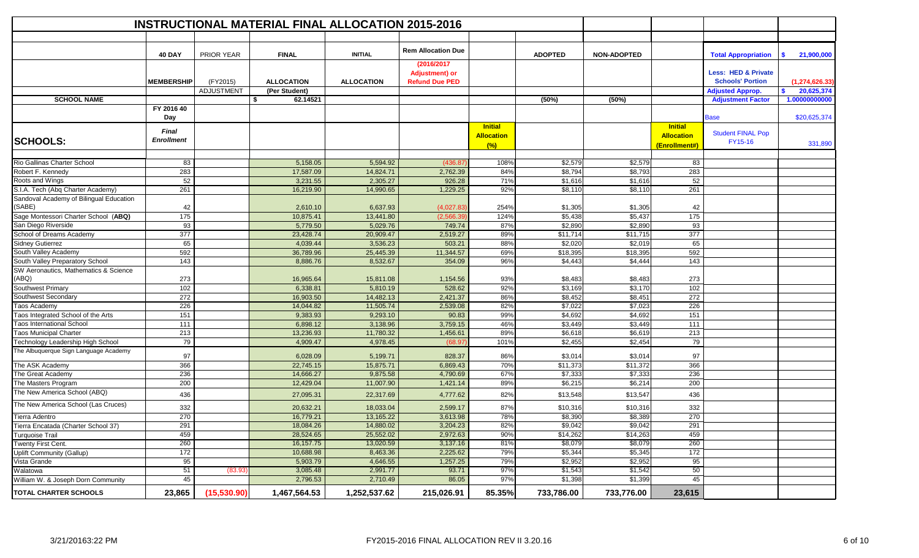# INSTRUCTIONAL MATERIAL FINAL ALLOCATION 2015-2016

| | 40 DAY | PRIOR YEAR | FINAL | INITIAL | Rem Allocation Due | | ADOPTED | NON-ADOPTED | | Total Appropriation | $ 21,900,000 |
|---|---|---|---|---|---|---|---|---|---|---|---|
| | MEMBERSHIP | (FY2015) | ALLOCATION | ALLOCATION | (2016/2017 Adjustment) or Refund Due PED | | | | | Less: HED & Private Schools' Portion | (1,274,626.33) |
| | | ADJUSTMENT | (Per Student) | | | | | | | Adjusted Approp. | $ 20,625,374 |
| SCHOOL NAME | | | $ 62.14521 | | | | (50%) | (50%) | | Adjustment Factor | 1.00000000000 |
| | FY 2016 40 Day | | | | | | | | | Base | $20,625,374 |
| SCHOOLS: | Final Enrollment | | | | | Initial Allocation (%) | | | Initial Allocation (Enrollment#) | Student FINAL Pop FY15-16 | 331,890 |
| Rio Gallinas Charter School | 83 | | 5,158.05 | 5,594.92 | (436.87) | 108% | $2,579 | $2,579 | 83 | | |
| Robert F. Kennedy | 283 | | 17,587.09 | 14,824.71 | 2,762.39 | 84% | $8,794 | $8,793 | 283 | | |
| Roots and Wings | 52 | | 3,231.55 | 2,305.27 | 926.28 | 71% | $1,616 | $1,616 | 52 | | |
| S.I.A. Tech (Abq Charter Academy) | 261 | | 16,219.90 | 14,990.65 | 1,229.25 | 92% | $8,110 | $8,110 | 261 | | |
| Sandoval Academy of Bilingual Education (SABE) | 42 | | 2,610.10 | 6,637.93 | (4,027.83) | 254% | $1,305 | $1,305 | 42 | | |
| Sage Montessori Charter School (ABQ) | 175 | | 10,875.41 | 13,441.80 | (2,566.39) | 124% | $5,438 | $5,437 | 175 | | |
| San Diego Riverside | 93 | | 5,779.50 | 5,029.76 | 749.74 | 87% | $2,890 | $2,890 | 93 | | |
| School of Dreams Academy | 377 | | 23,428.74 | 20,909.47 | 2,519.27 | 89% | $11,714 | $11,715 | 377 | | |
| Sidney Gutierrez | 65 | | 4,039.44 | 3,536.23 | 503.21 | 88% | $2,020 | $2,019 | 65 | | |
| South Valley Academy | 592 | | 36,789.96 | 25,445.39 | 11,344.57 | 69% | $18,395 | $18,395 | 592 | | |
| South Valley Preparatory School | 143 | | 8,886.76 | 8,532.67 | 354.09 | 96% | $4,443 | $4,444 | 143 | | |
| SW Aeronautics, Mathematics & Science (ABQ) | 273 | | 16,965.64 | 15,811.08 | 1,154.56 | 93% | $8,483 | $8,483 | 273 | | |
| Southwest Primary | 102 | | 6,338.81 | 5,810.19 | 528.62 | 92% | $3,169 | $3,170 | 102 | | |
| Southwest Secondary | 272 | | 16,903.50 | 14,482.13 | 2,421.37 | 86% | $8,452 | $8,451 | 272 | | |
| Taos Academy | 226 | | 14,044.82 | 11,505.74 | 2,539.08 | 82% | $7,022 | $7,023 | 226 | | |
| Taos Integrated School of the Arts | 151 | | 9,383.93 | 9,293.10 | 90.83 | 99% | $4,692 | $4,692 | 151 | | |
| Taos International School | 111 | | 6,898.12 | 3,138.96 | 3,759.15 | 46% | $3,449 | $3,449 | 111 | | |
| Taos Municipal Charter | 213 | | 13,236.93 | 11,780.32 | 1,456.61 | 89% | $6,618 | $6,619 | 213 | | |
| Technology Leadership High School | 79 | | 4,909.47 | 4,978.45 | (68.97) | 101% | $2,455 | $2,454 | 79 | | |
| The Albuquerque Sign Language Academy | 97 | | 6,028.09 | 5,199.71 | 828.37 | 86% | $3,014 | $3,014 | 97 | | |
| The ASK Academy | 366 | | 22,745.15 | 15,875.71 | 6,869.43 | 70% | $11,373 | $11,372 | 366 | | |
| The Great Academy | 236 | | 14,666.27 | 9,875.58 | 4,790.69 | 67% | $7,333 | $7,333 | 236 | | |
| The Masters Program | 200 | | 12,429.04 | 11,007.90 | 1,421.14 | 89% | $6,215 | $6,214 | 200 | | |
| The New America School (ABQ) | 436 | | 27,095.31 | 22,317.69 | 4,777.62 | 82% | $13,548 | $13,547 | 436 | | |
| The New America School (Las Cruces) | 332 | | 20,632.21 | 18,033.04 | 2,599.17 | 87% | $10,316 | $10,316 | 332 | | |
| Tierra Adentro | 270 | | 16,779.21 | 13,165.22 | 3,613.98 | 78% | $8,390 | $8,389 | 270 | | |
| Tierra Encatada (Charter School 37) | 291 | | 18,084.26 | 14,880.02 | 3,204.23 | 82% | $9,042 | $9,042 | 291 | | |
| Turquoise Trail | 459 | | 28,524.65 | 25,552.02 | 2,972.63 | 90% | $14,262 | $14,263 | 459 | | |
| Twenty First Cent. | 260 | | 16,157.75 | 13,020.59 | 3,137.16 | 81% | $8,079 | $8,079 | 260 | | |
| Uplift Community (Gallup) | 172 | | 10,688.98 | 8,463.36 | 2,225.62 | 79% | $5,344 | $5,345 | 172 | | |
| Vista Grande | 95 | | 5,903.79 | 4,646.55 | 1,257.25 | 79% | $2,952 | $2,952 | 95 | | |
| Walatowa | 51 | (83.93) | 3,085.48 | 2,991.77 | 93.71 | 97% | $1,543 | $1,542 | 50 | | |
| William W. & Joseph Dorn Community | 45 | | 2,796.53 | 2,710.49 | 86.05 | 97% | $1,398 | $1,399 | 45 | | |
| **TOTAL CHARTER SCHOOLS** | **23,865** | **(15,530.90)** | **1,467,564.53** | **1,252,537.62** | **215,026.91** | **85.35%** | **733,786.00** | **733,776.00** | **23,615** | | |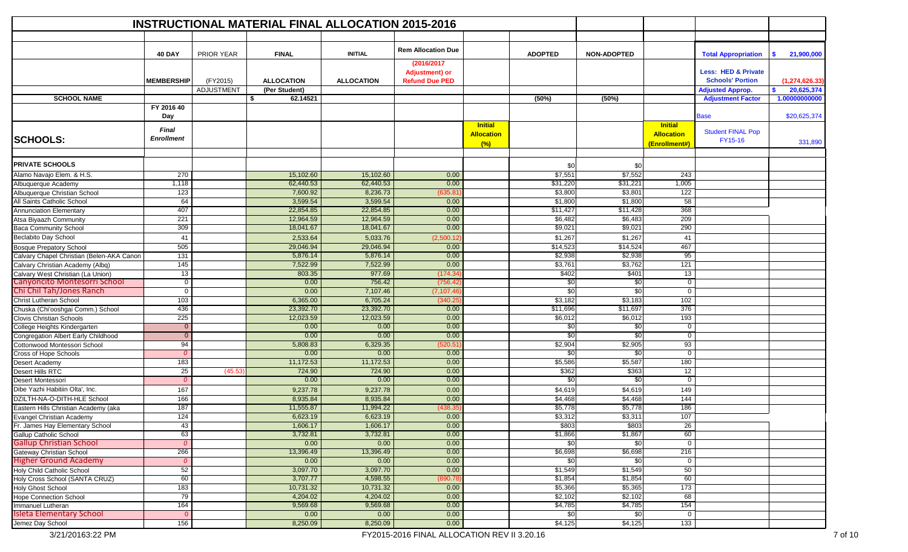# INSTRUCTIONAL MATERIAL FINAL ALLOCATION 2015-2016

| SCHOOLS: | 40 DAY MEMBERSHIP (FY 2016 40 Day Final Enrollment) | PRIOR YEAR (FY2015) ADJUSTMENT | FINAL ALLOCATION (Per Student) $ 62.14521 | INITIAL ALLOCATION | Rem Allocation Due (2016/2017 Adjustment) or Refund Due PED | Initial Allocation (%) | ADOPTED (50%) | NON-ADOPTED (50%) | Initial Allocation (Enrollment#) | | |
|---|---|---|---|---|---|---|---|---|---|---|---|
| | | | | | | | | | | Total Appropriation | $ 21,900,000 |
| | | | | | | | | | | Less: HED & Private Schools' Portion | (1,274,626.33) |
| | | | | | | | | | | Adjusted Approp. | $ 20,625,374 |
| | | | | | | | | | | Adjustment Factor | 1.00000000000 |
| | | | | | | | | | | Base | $20,625,374 |
| | | | | | | | | | | Student FINAL Pop FY15-16 | 331,890 |
| **PRIVATE SCHOOLS** | | | | | | | $0 | $0 | | | |
| Alamo Navajo Elem. & H.S. | 270 | | 15,102.60 | 15,102.60 | 0.00 | | $7,551 | $7,552 | 243 | | |
| Albuquerque Academy | 1,118 | | 62,440.53 | 62,440.53 | 0.00 | | $31,220 | $31,221 | 1,005 | | |
| Albuquerque Christian School | 123 | | 7,600.92 | 8,236.73 | (635.81) | | $3,800 | $3,801 | 122 | | |
| All Saints Catholic School | 64 | | 3,599.54 | 3,599.54 | 0.00 | | $1,800 | $1,800 | 58 | | |
| Annunciation Elementary | 407 | | 22,854.85 | 22,854.85 | 0.00 | | $11,427 | $11,428 | 368 | | |
| Atsa Biyaazh Community | 221 | | 12,964.59 | 12,964.59 | 0.00 | | $6,482 | $6,483 | 209 | | |
| Baca Community School | 309 | | 18,041.67 | 18,041.67 | 0.00 | | $9,021 | $9,021 | 290 | | |
| Beclabito Day School | 41 | | 2,533.64 | 5,033.76 | (2,500.12) | | $1,267 | $1,267 | 41 | | |
| Bosque Prepatory School | 505 | | 29,046.94 | 29,046.94 | 0.00 | | $14,523 | $14,524 | 467 | | |
| Calvary Chapel Christian (Belen-AKA Canon | 131 | | 5,876.14 | 5,876.14 | 0.00 | | $2,938 | $2,938 | 95 | | |
| Calvary Christian Academy (Albq) | 145 | | 7,522.99 | 7,522.99 | 0.00 | | $3,761 | $3,762 | 121 | | |
| Calvary West Christian (La Union) | 13 | | 803.35 | 977.69 | (174.34) | | $402 | $401 | 13 | | |
| Canyoncito Montesorri School | 0 | | 0.00 | 756.42 | (756.42) | | $0 | $0 | 0 | | |
| Chi Chil Tah/Jones Ranch | 0 | | 0.00 | 7,107.46 | (7,107.46) | | $0 | $0 | 0 | | |
| Christ Lutheran School | 103 | | 6,365.00 | 6,705.24 | (340.25) | | $3,182 | $3,183 | 102 | | |
| Chuska (Chi'ooshgai Comm.) School | 436 | | 23,392.70 | 23,392.70 | 0.00 | | $11,696 | $11,697 | 376 | | |
| Clovis Christian Schools | 225 | | 12,023.59 | 12,023.59 | 0.00 | | $6,012 | $6,012 | 193 | | |
| College Heights Kindergarten | 0 | | 0.00 | 0.00 | 0.00 | | $0 | $0 | 0 | | |
| Congregation Albert Early Childhood | 0 | | 0.00 | 0.00 | 0.00 | | $0 | $0 | 0 | | |
| Cottonwood Montessori School | 94 | | 5,808.83 | 6,329.35 | (520.51) | | $2,904 | $2,905 | 93 | | |
| Cross of Hope Schools | 0 | | 0.00 | 0.00 | 0.00 | | $0 | $0 | 0 | | |
| Desert Academy | 183 | | 11,172.53 | 11,172.53 | 0.00 | | $5,586 | $5,587 | 180 | | |
| Desert Hills RTC | 25 | (45.53) | 724.90 | 724.90 | 0.00 | | $362 | $363 | 12 | | |
| Desert Montessori | 0 | | 0.00 | 0.00 | 0.00 | | $0 | $0 | 0 | | |
| Dibe Yazhi Habitiin Olta', Inc. | 167 | | 9,237.78 | 9,237.78 | 0.00 | | $4,619 | $4,619 | 149 | | |
| DZILTH-NA-O-DITH-HLE School | 166 | | 8,935.84 | 8,935.84 | 0.00 | | $4,468 | $4,468 | 144 | | |
| Eastern Hills Christian Academy (aka | 187 | | 11,555.87 | 11,994.22 | (438.35) | | $5,778 | $5,778 | 186 | | |
| Evangel Christian Academy | 124 | | 6,623.19 | 6,623.19 | 0.00 | | $3,312 | $3,311 | 107 | | |
| Fr. James Hay Elementary School | 43 | | 1,606.17 | 1,606.17 | 0.00 | | $803 | $803 | 26 | | |
| Gallup Catholic School | 63 | | 3,732.81 | 3,732.81 | 0.00 | | $1,866 | $1,867 | 60 | | |
| Gallup Christian School | 0 | | 0.00 | 0.00 | 0.00 | | $0 | $0 | 0 | | |
| Gateway Christian School | 266 | | 13,396.49 | 13,396.49 | 0.00 | | $6,698 | $6,698 | 216 | | |
| Higher Ground Academy | 0 | | 0.00 | 0.00 | 0.00 | | $0 | $0 | 0 | | |
| Holy Child Catholic School | 52 | | 3,097.70 | 3,097.70 | 0.00 | | $1,549 | $1,549 | 50 | | |
| Holy Cross School (SANTA CRUZ) | 60 | | 3,707.77 | 4,598.55 | (890.78) | | $1,854 | $1,854 | 60 | | |
| Holy Ghost School | 183 | | 10,731.32 | 10,731.32 | 0.00 | | $5,366 | $5,365 | 173 | | |
| Hope Connection School | 79 | | 4,204.02 | 4,204.02 | 0.00 | | $2,102 | $2,102 | 68 | | |
| Immanuel Lutheran | 164 | | 9,569.68 | 9,569.68 | 0.00 | | $4,785 | $4,785 | 154 | | |
| Isleta Elementary School | 0 | | 0.00 | 0.00 | 0.00 | | $0 | $0 | 0 | | |
| Jemez Day School | 156 | | 8,250.09 | 8,250.09 | 0.00 | | $4,125 | $4,125 | 133 | | |

3/21/20163:22 PM — FY2015-2016 FINAL ALLOCATION REV II 3.20.16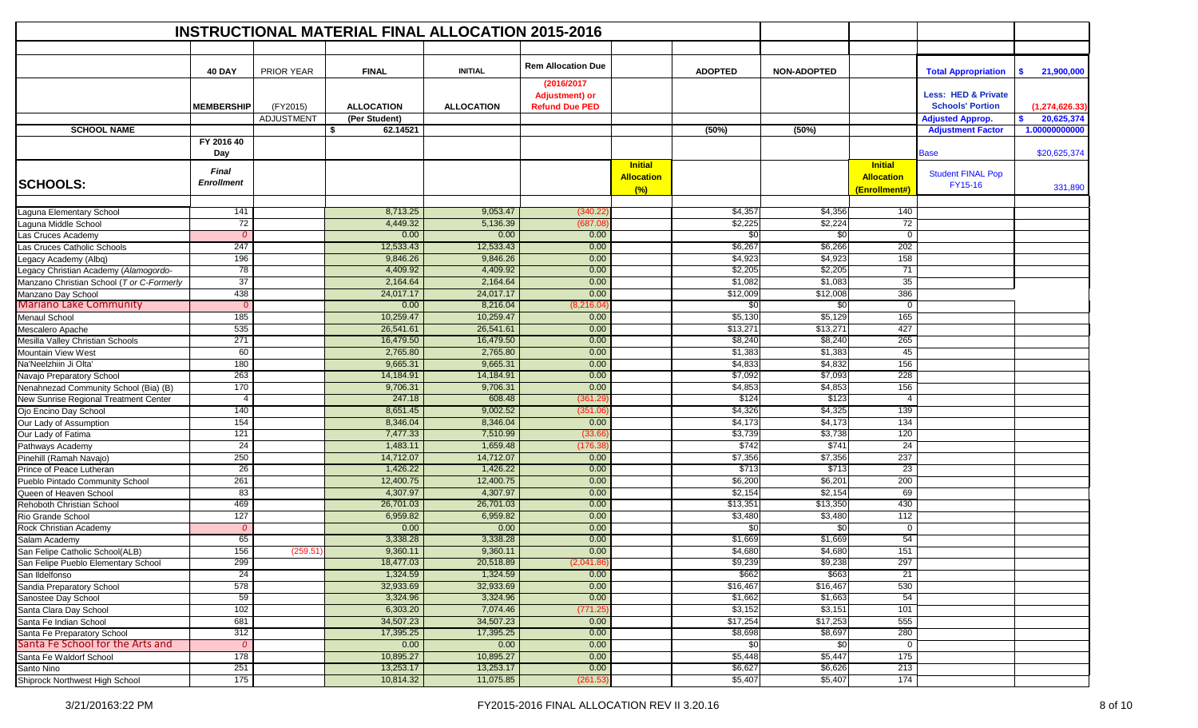# INSTRUCTIONAL MATERIAL FINAL ALLOCATION 2015-2016

| | 40 DAY | PRIOR YEAR | FINAL | INITIAL | Rem Allocation Due | | ADOPTED | NON-ADOPTED | | Total Appropriation | $ 21,900,000 |
|---|---|---|---|---|---|---|---|---|---|---|---|
| | MEMBERSHIP | (FY2015) | ALLOCATION | ALLOCATION | (2016/2017 Adjustment) or Refund Due PED | | | | | Less: HED & Private Schools' Portion | (1,274,626.33) |
| | | ADJUSTMENT | (Per Student) | | | | | | | Adjusted Approp. | $ 20,625,374 |
| SCHOOL NAME | | | $ 62.14521 | | | | (50%) | (50%) | | Adjustment Factor | 1.00000000000 |
| | FY 2016 40 Day | | | | | | | | | Base | $20,625,374 |
| SCHOOLS: | Final Enrollment | | | | | Initial Allocation (%) | | | Initial Allocation (Enrollment#) | Student FINAL Pop FY15-16 | 331,890 |
| Laguna Elementary School | 141 | | 8,713.25 | 9,053.47 | (340.22) | | $4,357 | $4,356 | 140 | | |
| Laguna Middle School | 72 | | 4,449.32 | 5,136.39 | (687.08) | | $2,225 | $2,224 | 72 | | |
| Las Cruces Academy | 0 | | 0.00 | 0.00 | 0.00 | | $0 | $0 | 0 | | |
| Las Cruces Catholic Schools | 247 | | 12,533.43 | 12,533.43 | 0.00 | | $6,267 | $6,266 | 202 | | |
| Legacy Academy (Albq) | 196 | | 9,846.26 | 9,846.26 | 0.00 | | $4,923 | $4,923 | 158 | | |
| Legacy Christian Academy (Alamogordo- | 78 | | 4,409.92 | 4,409.92 | 0.00 | | $2,205 | $2,205 | 71 | | |
| Manzano Christian School (T or C-Formerly | 37 | | 2,164.64 | 2,164.64 | 0.00 | | $1,082 | $1,083 | 35 | | |
| Manzano Day School | 438 | | 24,017.17 | 24,017.17 | 0.00 | | $12,009 | $12,008 | 386 | | |
| Mariano Lake Community | 0 | | 0.00 | 8,216.04 | (8,216.04) | | $0 | $0 | 0 | | |
| Menaul School | 185 | | 10,259.47 | 10,259.47 | 0.00 | | $5,130 | $5,129 | 165 | | |
| Mescalero Apache | 535 | | 26,541.61 | 26,541.61 | 0.00 | | $13,271 | $13,271 | 427 | | |
| Mesilla Valley Christian Schools | 271 | | 16,479.50 | 16,479.50 | 0.00 | | $8,240 | $8,240 | 265 | | |
| Mountain View West | 60 | | 2,765.80 | 2,765.80 | 0.00 | | $1,383 | $1,383 | 45 | | |
| Na'Neelzhiin Ji Olta' | 180 | | 9,665.31 | 9,665.31 | 0.00 | | $4,833 | $4,832 | 156 | | |
| Navajo Preparatory School | 263 | | 14,184.91 | 14,184.91 | 0.00 | | $7,092 | $7,093 | 228 | | |
| Nenahnezad Community School (Bia) (B) | 170 | | 9,706.31 | 9,706.31 | 0.00 | | $4,853 | $4,853 | 156 | | |
| New Sunrise Regional Treatment Center | 4 | | 247.18 | 608.48 | (361.29) | | $124 | $123 | 4 | | |
| Ojo Encino Day School | 140 | | 8,651.45 | 9,002.52 | (351.06) | | $4,326 | $4,325 | 139 | | |
| Our Lady of Assumption | 154 | | 8,346.04 | 8,346.04 | 0.00 | | $4,173 | $4,173 | 134 | | |
| Our Lady of Fatima | 121 | | 7,477.33 | 7,510.99 | (33.66) | | $3,739 | $3,738 | 120 | | |
| Pathways Academy | 24 | | 1,483.11 | 1,659.48 | (176.38) | | $742 | $741 | 24 | | |
| Pinehill (Ramah Navajo) | 250 | | 14,712.07 | 14,712.07 | 0.00 | | $7,356 | $7,356 | 237 | | |
| Prince of Peace Lutheran | 26 | | 1,426.22 | 1,426.22 | 0.00 | | $713 | $713 | 23 | | |
| Pueblo Pintado Community School | 261 | | 12,400.75 | 12,400.75 | 0.00 | | $6,200 | $6,201 | 200 | | |
| Queen of Heaven School | 83 | | 4,307.97 | 4,307.97 | 0.00 | | $2,154 | $2,154 | 69 | | |
| Rehoboth Christian School | 469 | | 26,701.03 | 26,701.03 | 0.00 | | $13,351 | $13,350 | 430 | | |
| Rio Grande School | 127 | | 6,959.82 | 6,959.82 | 0.00 | | $3,480 | $3,480 | 112 | | |
| Rock Christian Academy | 0 | | 0.00 | 0.00 | 0.00 | | $0 | $0 | 0 | | |
| Salam Academy | 65 | | 3,338.28 | 3,338.28 | 0.00 | | $1,669 | $1,669 | 54 | | |
| San Felipe Catholic School(ALB) | 156 | (259.51) | 9,360.11 | 9,360.11 | 0.00 | | $4,680 | $4,680 | 151 | | |
| San Felipe Pueblo Elementary School | 299 | | 18,477.03 | 20,518.89 | (2,041.86) | | $9,239 | $9,238 | 297 | | |
| San Ildelfonso | 24 | | 1,324.59 | 1,324.59 | 0.00 | | $662 | $663 | 21 | | |
| Sandia Preparatory School | 578 | | 32,933.69 | 32,933.69 | 0.00 | | $16,467 | $16,467 | 530 | | |
| Sanostee Day School | 59 | | 3,324.96 | 3,324.96 | 0.00 | | $1,662 | $1,663 | 54 | | |
| Santa Clara Day School | 102 | | 6,303.20 | 7,074.46 | (771.25) | | $3,152 | $3,151 | 101 | | |
| Santa Fe Indian School | 681 | | 34,507.23 | 34,507.23 | 0.00 | | $17,254 | $17,253 | 555 | | |
| Santa Fe Preparatory School | 312 | | 17,395.25 | 17,395.25 | 0.00 | | $8,698 | $8,697 | 280 | | |
| Santa Fe School for the Arts and | 0 | | 0.00 | 0.00 | 0.00 | | $0 | $0 | 0 | | |
| Santa Fe Waldorf School | 178 | | 10,895.27 | 10,895.27 | 0.00 | | $5,448 | $5,447 | 175 | | |
| Santo Nino | 251 | | 13,253.17 | 13,253.17 | 0.00 | | $6,627 | $6,626 | 213 | | |
| Shiprock Northwest High School | 175 | | 10,814.32 | 11,075.85 | (261.53) | | $5,407 | $5,407 | 174 | | |

3/21/20163:22 PM    FY2015-2016 FINAL ALLOCATION REV II 3.20.16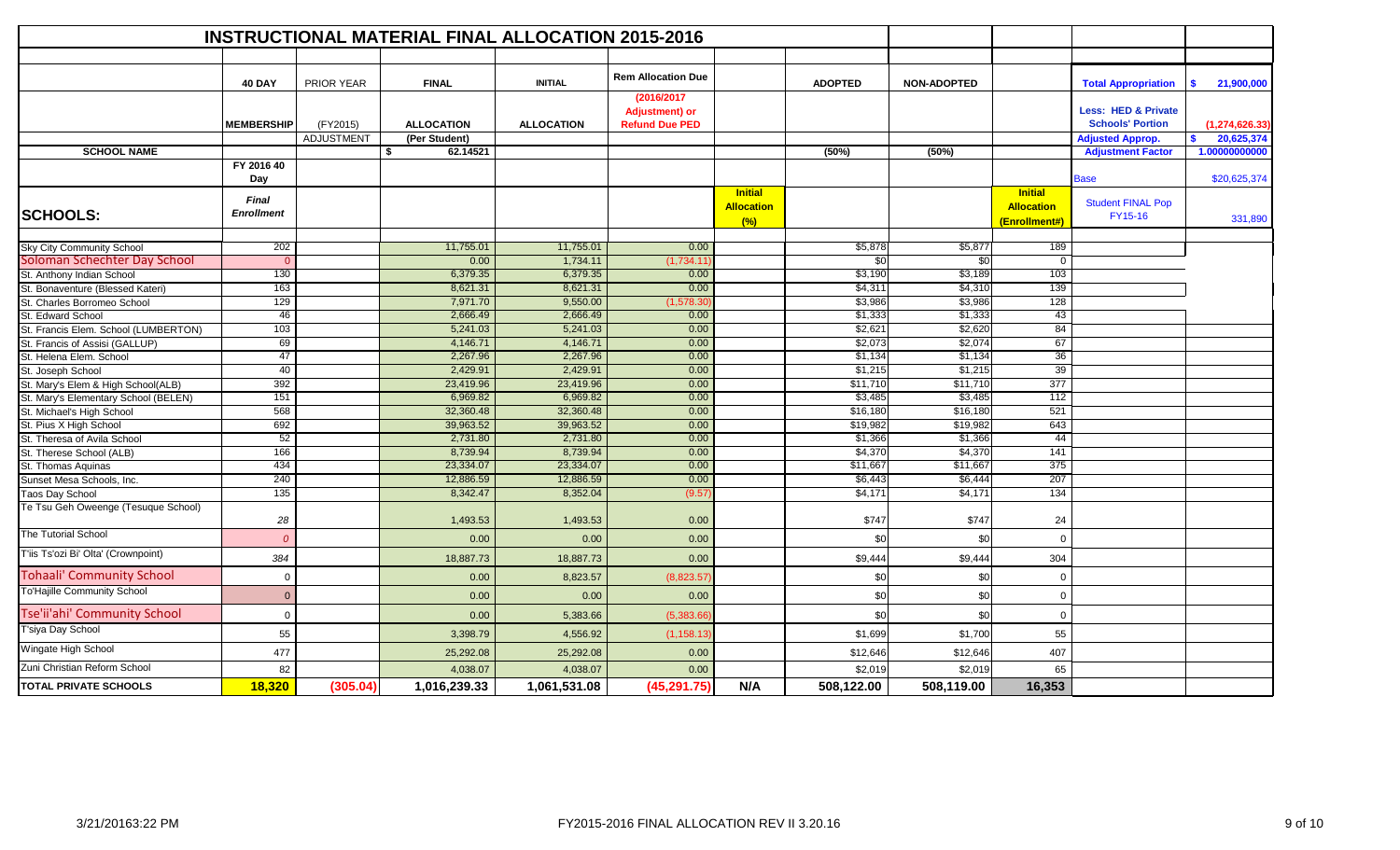# INSTRUCTIONAL MATERIAL FINAL ALLOCATION 2015-2016

| | 40 DAY | PRIOR YEAR | FINAL | INITIAL | Rem Allocation Due | | ADOPTED | NON-ADOPTED | | Total Appropriation | $ 21,900,000 |
|---|---|---|---|---|---|---|---|---|---|---|---|
| | MEMBERSHIP | (FY2015) | ALLOCATION | ALLOCATION | (2016/2017 Adjustment) or Refund Due PED | | | | | Less: HED & Private Schools' Portion | (1,274,626.33) |
| | | ADJUSTMENT | (Per Student) | | | | | | | Adjusted Approp. | $ 20,625,374 |
| SCHOOL NAME | | | $ 62.14521 | | | | (50%) | (50%) | | Adjustment Factor | 1.00000000000 |
| | FY 2016 40 Day | | | | | | | | | Base | $20,625,374 |
| SCHOOLS: | Final Enrollment | | | | | Initial Allocation (%) | | | Initial Allocation (Enrollment#) | Student FINAL Pop FY15-16 | 331,890 |
| Sky City Community School | 202 | | 11,755.01 | 11,755.01 | 0.00 | | $5,878 | $5,877 | 189 | | |
| Soloman Schechter Day School | 0 | | 0.00 | 1,734.11 | (1,734.11) | | $0 | $0 | 0 | | |
| St. Anthony Indian School | 130 | | 6,379.35 | 6,379.35 | 0.00 | | $3,190 | $3,189 | 103 | | |
| St. Bonaventure (Blessed Kateri) | 163 | | 8,621.31 | 8,621.31 | 0.00 | | $4,311 | $4,310 | 139 | | |
| St. Charles Borromeo School | 129 | | 7,971.70 | 9,550.00 | (1,578.30) | | $3,986 | $3,986 | 128 | | |
| St. Edward School | 46 | | 2,666.49 | 2,666.49 | 0.00 | | $1,333 | $1,333 | 43 | | |
| St. Francis Elem. School (LUMBERTON) | 103 | | 5,241.03 | 5,241.03 | 0.00 | | $2,621 | $2,620 | 84 | | |
| St. Francis of Assisi (GALLUP) | 69 | | 4,146.71 | 4,146.71 | 0.00 | | $2,073 | $2,074 | 67 | | |
| St. Helena Elem. School | 47 | | 2,267.96 | 2,267.96 | 0.00 | | $1,134 | $1,134 | 36 | | |
| St. Joseph School | 40 | | 2,429.91 | 2,429.91 | 0.00 | | $1,215 | $1,215 | 39 | | |
| St. Mary's Elem & High School(ALB) | 392 | | 23,419.96 | 23,419.96 | 0.00 | | $11,710 | $11,710 | 377 | | |
| St. Mary's Elementary School (BELEN) | 151 | | 6,969.82 | 6,969.82 | 0.00 | | $3,485 | $3,485 | 112 | | |
| St. Michael's High School | 568 | | 32,360.48 | 32,360.48 | 0.00 | | $16,180 | $16,180 | 521 | | |
| St. Pius X High School | 692 | | 39,963.52 | 39,963.52 | 0.00 | | $19,982 | $19,982 | 643 | | |
| St. Theresa of Avila School | 52 | | 2,731.80 | 2,731.80 | 0.00 | | $1,366 | $1,366 | 44 | | |
| St. Therese School (ALB) | 166 | | 8,739.94 | 8,739.94 | 0.00 | | $4,370 | $4,370 | 141 | | |
| St. Thomas Aquinas | 434 | | 23,334.07 | 23,334.07 | 0.00 | | $11,667 | $11,667 | 375 | | |
| Sunset Mesa Schools, Inc. | 240 | | 12,886.59 | 12,886.59 | 0.00 | | $6,443 | $6,444 | 207 | | |
| Taos Day School | 135 | | 8,342.47 | 8,352.04 | (9.57) | | $4,171 | $4,171 | 134 | | |
| Te Tsu Geh Oweenge (Tesuque School) | 28 | | 1,493.53 | 1,493.53 | 0.00 | | $747 | $747 | 24 | | |
| The Tutorial School | 0 | | 0.00 | 0.00 | 0.00 | | $0 | $0 | 0 | | |
| T'iis Ts'ozi Bi' Olta' (Crownpoint) | 384 | | 18,887.73 | 18,887.73 | 0.00 | | $9,444 | $9,444 | 304 | | |
| Tohaali' Community School | 0 | | 0.00 | 8,823.57 | (8,823.57) | | $0 | $0 | 0 | | |
| To'Hajille Community School | 0 | | 0.00 | 0.00 | 0.00 | | $0 | $0 | 0 | | |
| Tse'ii'ahi' Community School | 0 | | 0.00 | 5,383.66 | (5,383.66) | | $0 | $0 | 0 | | |
| T'siya Day School | 55 | | 3,398.79 | 4,556.92 | (1,158.13) | | $1,699 | $1,700 | 55 | | |
| Wingate High School | 477 | | 25,292.08 | 25,292.08 | 0.00 | | $12,646 | $12,646 | 407 | | |
| Zuni Christian Reform School | 82 | | 4,038.07 | 4,038.07 | 0.00 | | $2,019 | $2,019 | 65 | | |
| **TOTAL PRIVATE SCHOOLS** | **18,320** | **(305.04)** | **1,016,239.33** | **1,061,531.08** | **(45,291.75)** | **N/A** | **508,122.00** | **508,119.00** | **16,353** | | |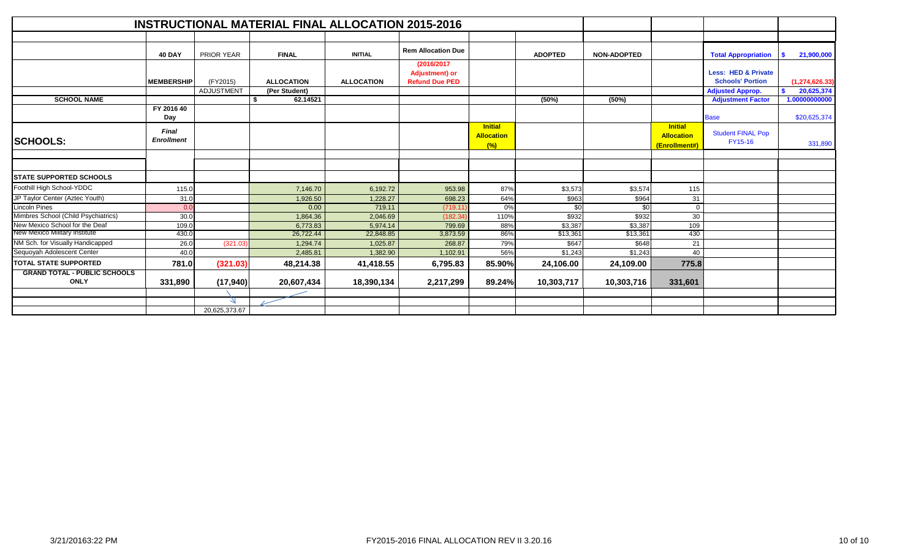# INSTRUCTIONAL MATERIAL FINAL ALLOCATION 2015-2016

| | 40 DAY MEMBERSHIP | PRIOR YEAR (FY2015) ADJUSTMENT | FINAL ALLOCATION (Per Student) | INITIAL ALLOCATION | Rem Allocation Due (2016/2017 Adjustment) or Refund Due PED | | ADOPTED | NON-ADOPTED | | Total Appropriation | $ 21,900,000 |
|---|---|---|---|---|---|---|---|---|---|---|---|
| | | | | | | | | | | Less: HED & Private Schools' Portion | (1,274,626.33) |
| | | | | | | | | | | Adjusted Approp. | $ 20,625,374 |
| SCHOOL NAME | | | $ 62.14521 | | | | (50%) | (50%) | | Adjustment Factor | 1.00000000000 |
| | FY 2016 40 Day | | | | | | | | | Base | $20,625,374 |
| **SCHOOLS:** | *Final Enrollment* | | | | | Initial Allocation (%) | | | Initial Allocation (Enrollment#) | Student FINAL Pop FY15-16 | 331,890 |
| **STATE SUPPORTED SCHOOLS** | | | | | | | | | | | |
| Foothill High School-YDDC | 115.0 | | 7,146.70 | 6,192.72 | 953.98 | 87% | $3,573 | $3,574 | 115 | | |
| JP Taylor Center (Aztec Youth) | 31.0 | | 1,926.50 | 1,228.27 | 698.23 | 64% | $963 | $964 | 31 | | |
| Lincoln Pines | 0.0 | | 0.00 | 719.11 | (719.11) | 0% | $0 | $0 | 0 | | |
| Mimbres School (Child Psychiatrics) | 30.0 | | 1,864.36 | 2,046.69 | (182.34) | 110% | $932 | $932 | 30 | | |
| New Mexico School for the Deaf | 109.0 | | 6,773.83 | 5,974.14 | 799.69 | 88% | $3,387 | $3,387 | 109 | | |
| New Mexico Military Institute | 430.0 | | 26,722.44 | 22,848.85 | 3,873.59 | 86% | $13,361 | $13,361 | 430 | | |
| NM Sch. for Visually Handicapped | 26.0 | (321.03) | 1,294.74 | 1,025.87 | 268.87 | 79% | $647 | $648 | 21 | | |
| Sequoyah Adolescent Center | 40.0 | | 2,485.81 | 1,382.90 | 1,102.91 | 56% | $1,243 | $1,243 | 40 | | |
| **TOTAL STATE SUPPORTED** | **781.0** | **(321.03)** | **48,214.38** | **41,418.55** | **6,795.83** | **85.90%** | **24,106.00** | **24,109.00** | **775.8** | | |
| **GRAND TOTAL - PUBLIC SCHOOLS ONLY** | **331,890** | **(17,940)** | **20,607,434** | **18,390,134** | **2,217,299** | **89.24%** | **10,303,717** | **10,303,716** | **331,601** | | |
| | | 20,625,373.67 | | | | | | | | | |

3/21/20163:22 PM FY2015-2016 FINAL ALLOCATION REV II 3.20.16